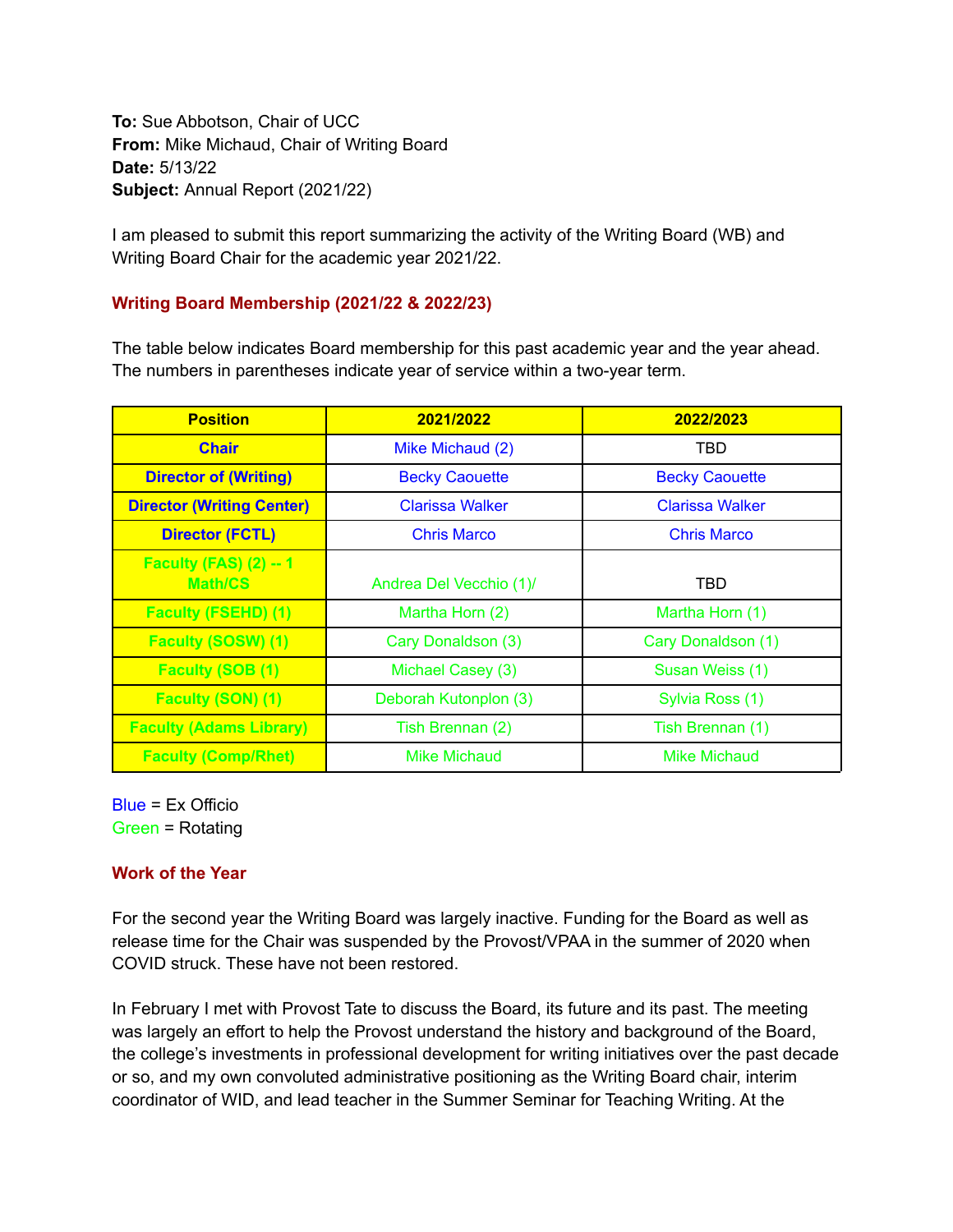**To:** Sue Abbotson, Chair of UCC
**From:** Mike Michaud, Chair of Writing Board
**Date:** 5/13/22
**Subject:** Annual Report (2021/22)

I am pleased to submit this report summarizing the activity of the Writing Board (WB) and Writing Board Chair for the academic year 2021/22.

## Writing Board Membership (2021/22 & 2022/23)

The table below indicates Board membership for this past academic year and the year ahead. The numbers in parentheses indicate year of service within a two-year term.

| Position | 2021/2022 | 2022/2023 |
|---|---|---|
| Chair | Mike Michaud (2) | TBD |
| Director of (Writing) | Becky Caouette | Becky Caouette |
| Director (Writing Center) | Clarissa Walker | Clarissa Walker |
| Director (FCTL) | Chris Marco | Chris Marco |
| Faculty (FAS) (2) -- 1 Math/CS | Andrea Del Vecchio (1)/ | TBD |
| Faculty (FSEHD) (1) | Martha Horn (2) | Martha Horn (1) |
| Faculty (SOSW) (1) | Cary Donaldson (3) | Cary Donaldson (1) |
| Faculty (SOB (1) | Michael Casey (3) | Susan Weiss (1) |
| Faculty (SON) (1) | Deborah Kutonplon (3) | Sylvia Ross (1) |
| Faculty (Adams Library) | Tish Brennan (2) | Tish Brennan (1) |
| Faculty (Comp/Rhet) | Mike Michaud | Mike Michaud |

Blue = Ex Officio
Green = Rotating

## Work of the Year

For the second year the Writing Board was largely inactive. Funding for the Board as well as release time for the Chair was suspended by the Provost/VPAA in the summer of 2020 when COVID struck. These have not been restored.

In February I met with Provost Tate to discuss the Board, its future and its past. The meeting was largely an effort to help the Provost understand the history and background of the Board, the college's investments in professional development for writing initiatives over the past decade or so, and my own convoluted administrative positioning as the Writing Board chair, interim coordinator of WID, and lead teacher in the Summer Seminar for Teaching Writing. At the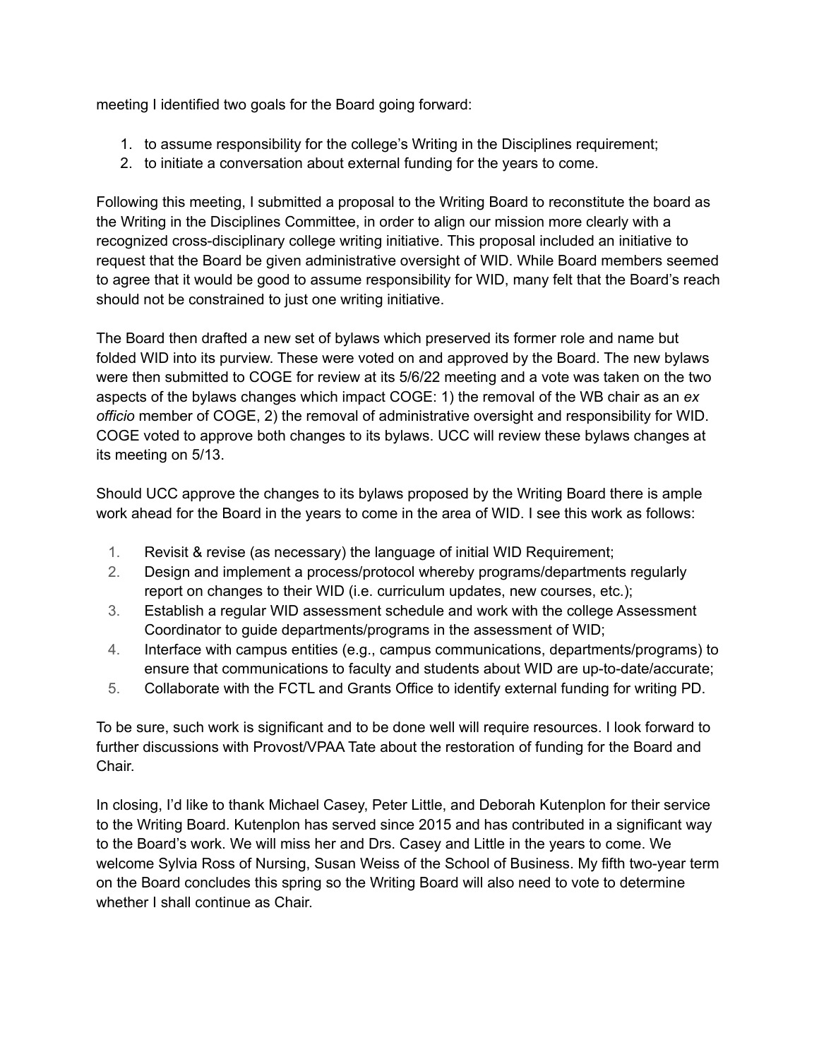meeting I identified two goals for the Board going forward:

1. to assume responsibility for the college's Writing in the Disciplines requirement;
2. to initiate a conversation about external funding for the years to come.

Following this meeting, I submitted a proposal to the Writing Board to reconstitute the board as the Writing in the Disciplines Committee, in order to align our mission more clearly with a recognized cross-disciplinary college writing initiative. This proposal included an initiative to request that the Board be given administrative oversight of WID. While Board members seemed to agree that it would be good to assume responsibility for WID, many felt that the Board's reach should not be constrained to just one writing initiative.

The Board then drafted a new set of bylaws which preserved its former role and name but folded WID into its purview. These were voted on and approved by the Board. The new bylaws were then submitted to COGE for review at its 5/6/22 meeting and a vote was taken on the two aspects of the bylaws changes which impact COGE: 1) the removal of the WB chair as an *ex officio* member of COGE, 2) the removal of administrative oversight and responsibility for WID. COGE voted to approve both changes to its bylaws. UCC will review these bylaws changes at its meeting on 5/13.

Should UCC approve the changes to its bylaws proposed by the Writing Board there is ample work ahead for the Board in the years to come in the area of WID. I see this work as follows:

1. Revisit & revise (as necessary) the language of initial WID Requirement;
2. Design and implement a process/protocol whereby programs/departments regularly report on changes to their WID (i.e. curriculum updates, new courses, etc.);
3. Establish a regular WID assessment schedule and work with the college Assessment Coordinator to guide departments/programs in the assessment of WID;
4. Interface with campus entities (e.g., campus communications, departments/programs) to ensure that communications to faculty and students about WID are up-to-date/accurate;
5. Collaborate with the FCTL and Grants Office to identify external funding for writing PD.

To be sure, such work is significant and to be done well will require resources. I look forward to further discussions with Provost/VPAA Tate about the restoration of funding for the Board and Chair.

In closing, I'd like to thank Michael Casey, Peter Little, and Deborah Kutenplon for their service to the Writing Board. Kutenplon has served since 2015 and has contributed in a significant way to the Board's work. We will miss her and Drs. Casey and Little in the years to come. We welcome Sylvia Ross of Nursing, Susan Weiss of the School of Business. My fifth two-year term on the Board concludes this spring so the Writing Board will also need to vote to determine whether I shall continue as Chair.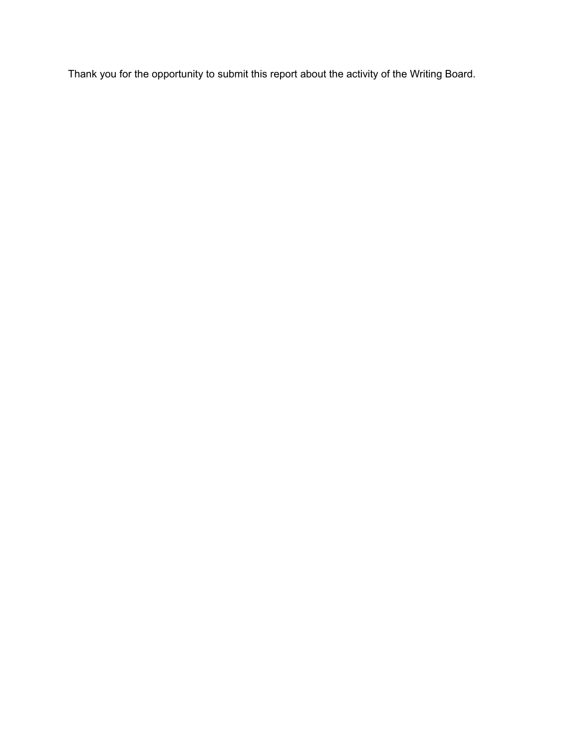Thank you for the opportunity to submit this report about the activity of the Writing Board.